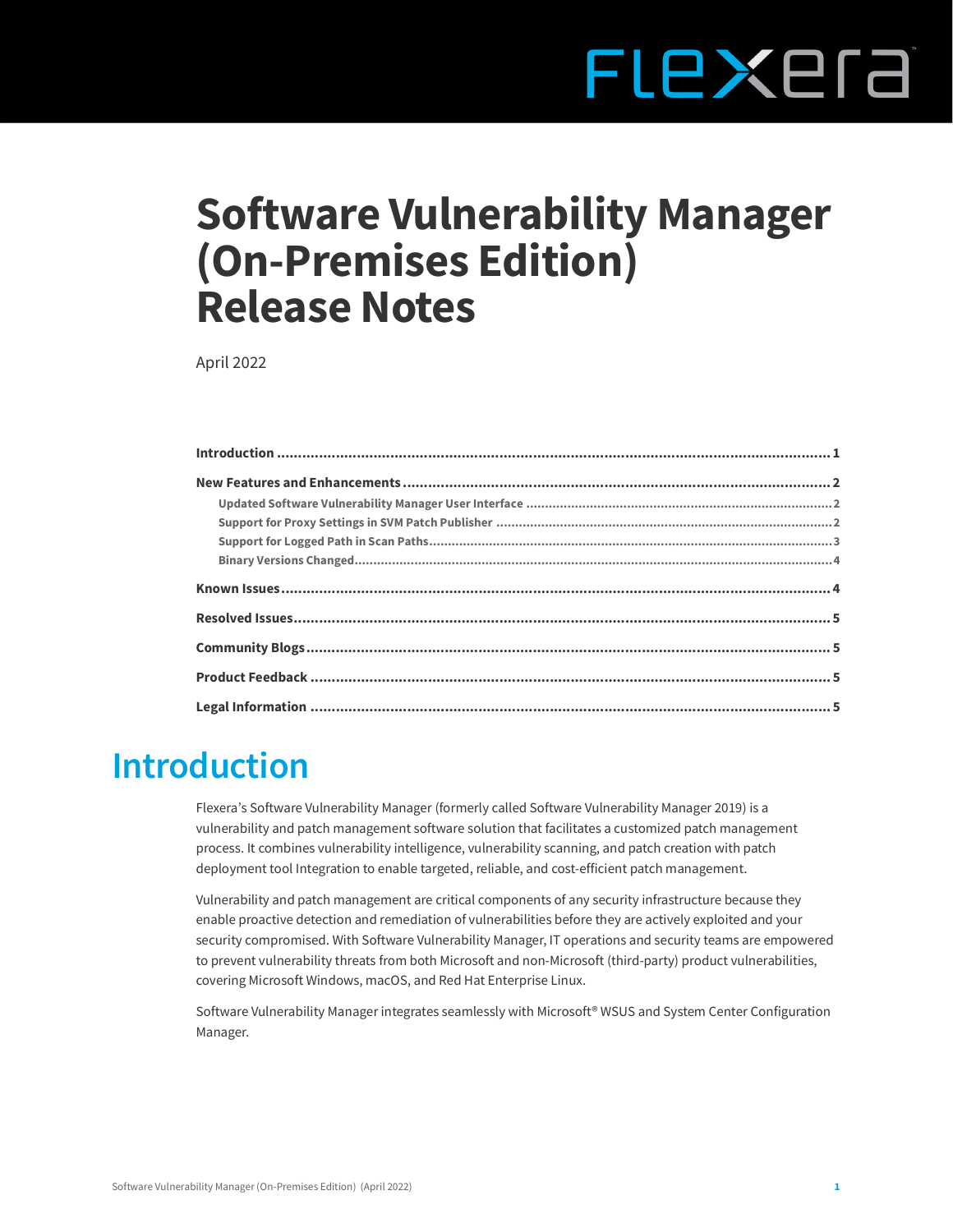# Software Vulnerability Manager (On-Premises Edition) Release Notes

April 2022

- **Introduction** ..... 1
- **New Features and Enhancements** ..... 2
  - Updated Software Vulnerability Manager User Interface ..... 2
  - Support for Proxy Settings in SVM Patch Publisher ..... 2
  - Support for Logged Path in Scan Paths ..... 3
  - Binary Versions Changed ..... 4
- **Known Issues** ..... 4
- **Resolved Issues** ..... 5
- **Community Blogs** ..... 5
- **Product Feedback** ..... 5
- **Legal Information** ..... 5

# Introduction

Flexera's Software Vulnerability Manager (formerly called Software Vulnerability Manager 2019) is a vulnerability and patch management software solution that facilitates a customized patch management process. It combines vulnerability intelligence, vulnerability scanning, and patch creation with patch deployment tool Integration to enable targeted, reliable, and cost-efficient patch management.

Vulnerability and patch management are critical components of any security infrastructure because they enable proactive detection and remediation of vulnerabilities before they are actively exploited and your security compromised. With Software Vulnerability Manager, IT operations and security teams are empowered to prevent vulnerability threats from both Microsoft and non-Microsoft (third-party) product vulnerabilities, covering Microsoft Windows, macOS, and Red Hat Enterprise Linux.

Software Vulnerability Manager integrates seamlessly with Microsoft® WSUS and System Center Configuration Manager.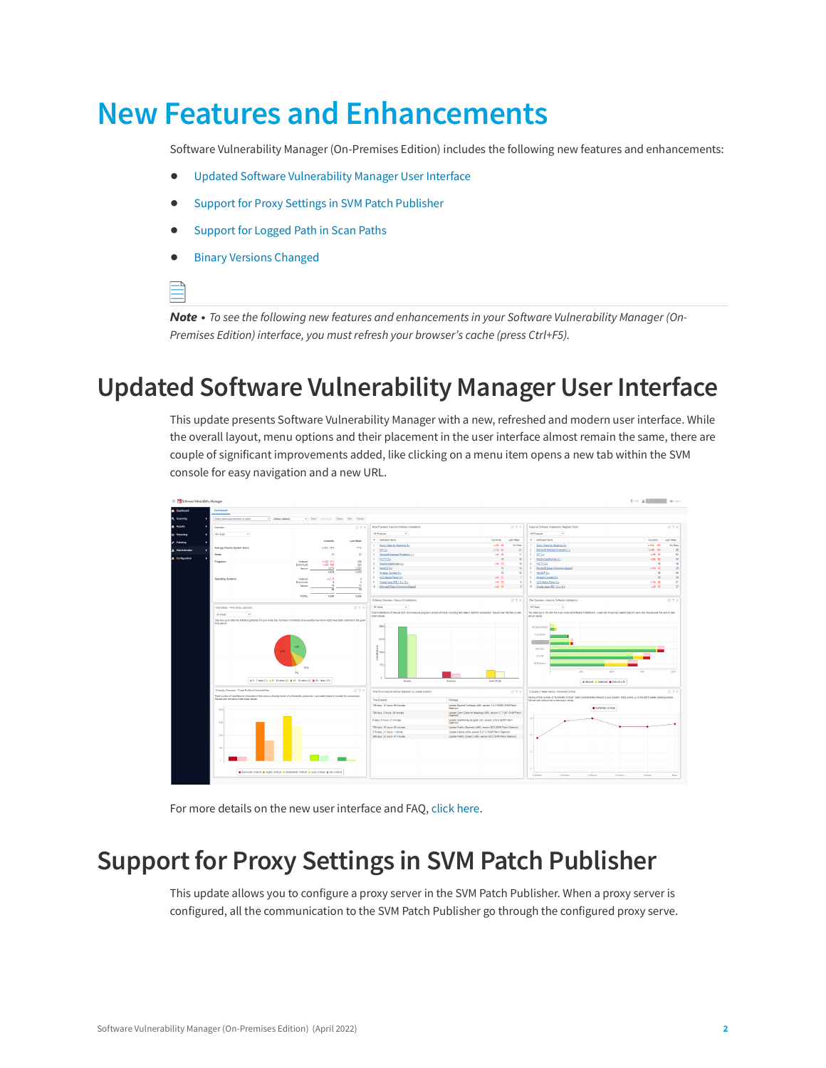# New Features and Enhancements

Software Vulnerability Manager (On-Premises Edition) includes the following new features and enhancements:

- Updated Software Vulnerability Manager User Interface
- Support for Proxy Settings in SVM Patch Publisher
- Support for Logged Path in Scan Paths
- Binary Versions Changed

***Note*** • *To see the following new features and enhancements in your Software Vulnerability Manager (On-Premises Edition) interface, you must refresh your browser's cache (press Ctrl+F5).*

## Updated Software Vulnerability Manager User Interface

This update presents Software Vulnerability Manager with a new, refreshed and modern user interface. While the overall layout, menu options and their placement in the user interface almost remain the same, there are couple of significant improvements added, like clicking on a menu item opens a new tab within the SVM console for easy navigation and a new URL.

For more details on the new user interface and FAQ, click here.

## Support for Proxy Settings in SVM Patch Publisher

This update allows you to configure a proxy server in the SVM Patch Publisher. When a proxy server is configured, all the communication to the SVM Patch Publisher go through the configured proxy serve.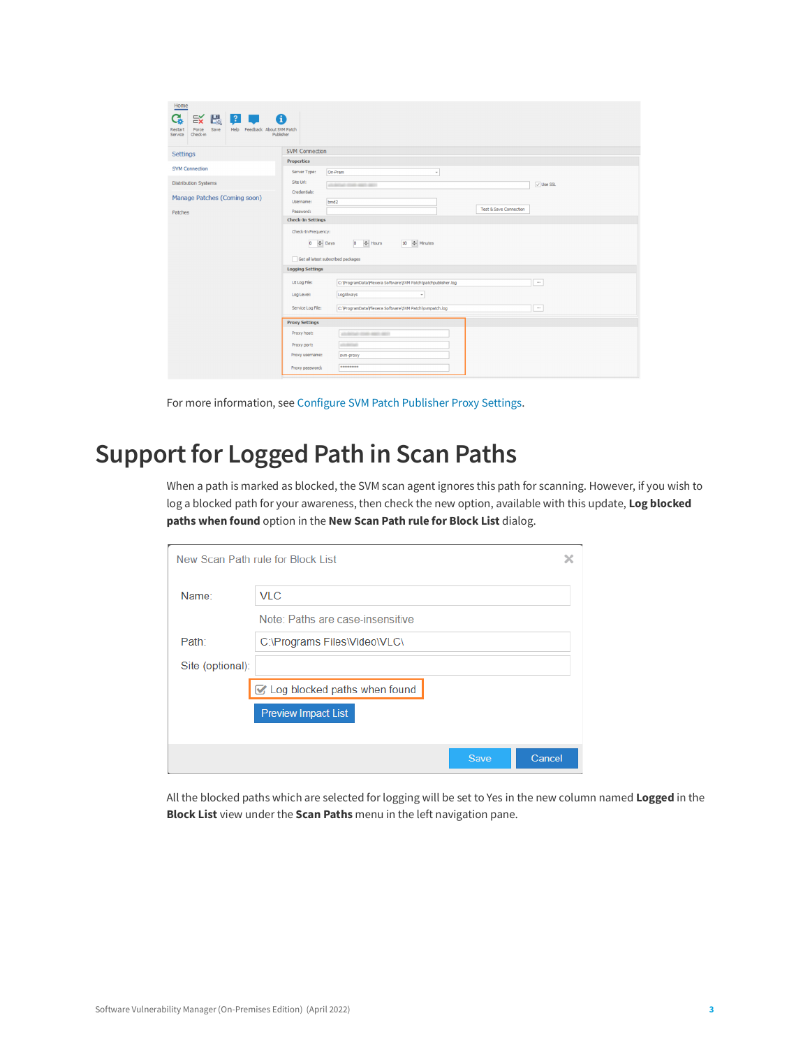For more information, see Configure SVM Patch Publisher Proxy Settings.

## Support for Logged Path in Scan Paths

When a path is marked as blocked, the SVM scan agent ignores this path for scanning. However, if you wish to log a blocked path for your awareness, then check the new option, available with this update, **Log blocked paths when found** option in the **New Scan Path rule for Block List** dialog.

All the blocked paths which are selected for logging will be set to Yes in the new column named **Logged** in the **Block List** view under the **Scan Paths** menu in the left navigation pane.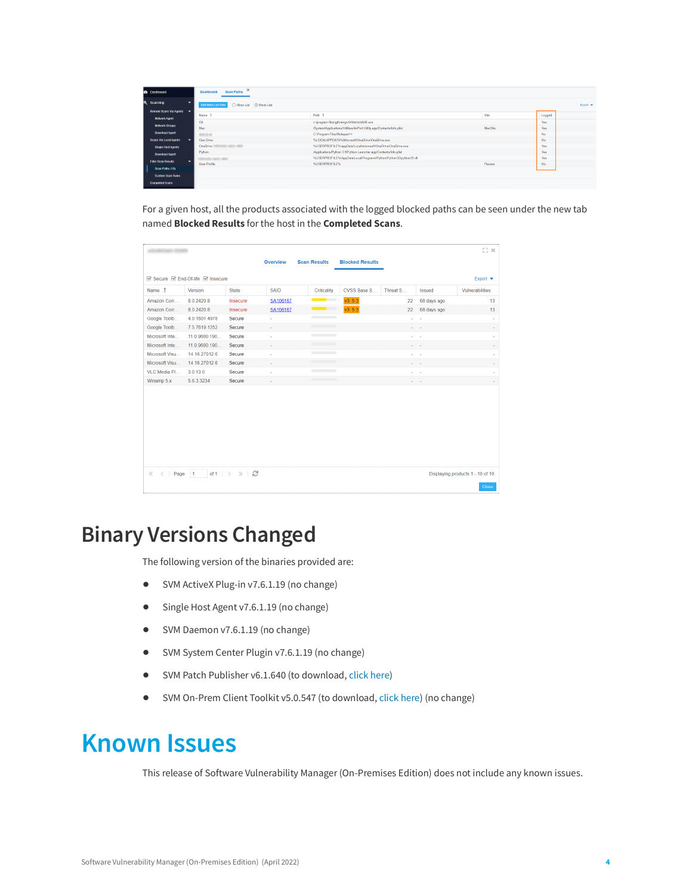For a given host, all the products associated with the logged blocked paths can be seen under the new tab named **Blocked Results** for the host in the **Completed Scans**.

# Binary Versions Changed

The following version of the binaries provided are:

- SVM ActiveX Plug-in v7.6.1.19 (no change)
- Single Host Agent v7.6.1.19 (no change)
- SVM Daemon v7.6.1.19 (no change)
- SVM System Center Plugin v7.6.1.19 (no change)
- SVM Patch Publisher v6.1.640 (to download, click here)
- SVM On-Prem Client Toolkit v5.0.547 (to download, click here) (no change)

# Known Issues

This release of Software Vulnerability Manager (On-Premises Edition) does not include any known issues.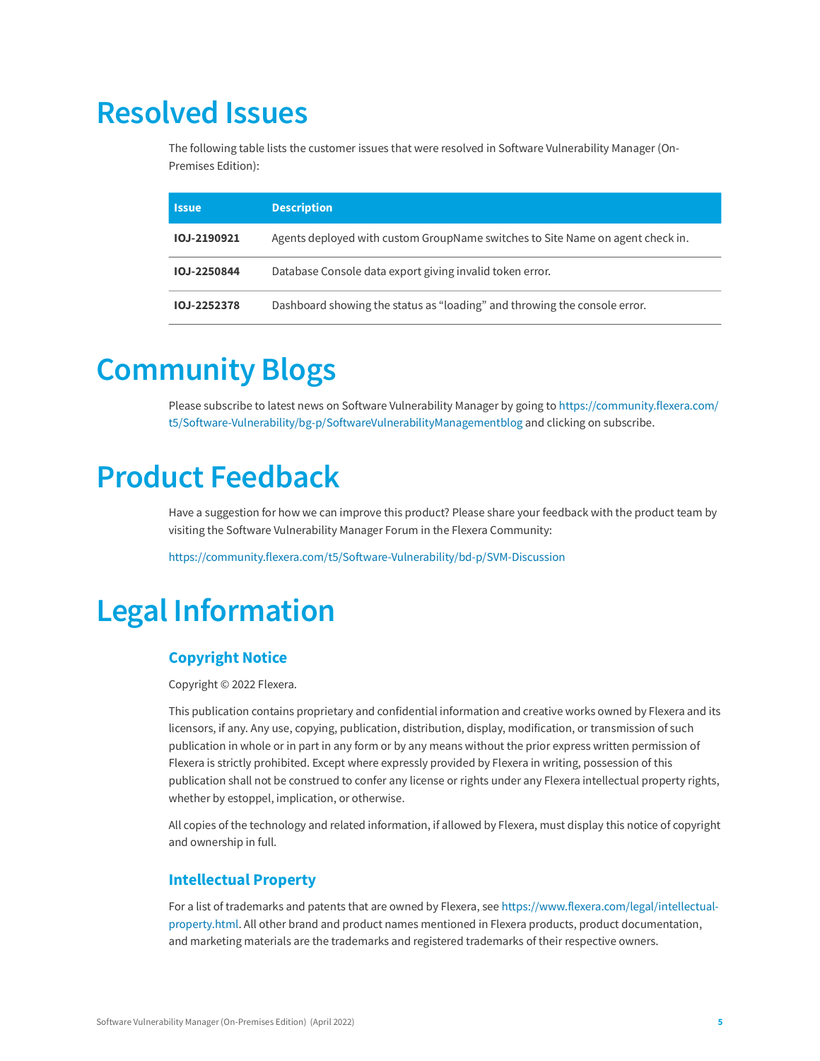# Resolved Issues

The following table lists the customer issues that were resolved in Software Vulnerability Manager (On-Premises Edition):

| Issue | Description |
|---|---|
| **IOJ-2190921** | Agents deployed with custom GroupName switches to Site Name on agent check in. |
| **IOJ-2250844** | Database Console data export giving invalid token error. |
| **IOJ-2252378** | Dashboard showing the status as “loading” and throwing the console error. |

# Community Blogs

Please subscribe to latest news on Software Vulnerability Manager by going to https://community.flexera.com/t5/Software-Vulnerability/bg-p/SoftwareVulnerabilityManagementblog and clicking on subscribe.

# Product Feedback

Have a suggestion for how we can improve this product? Please share your feedback with the product team by visiting the Software Vulnerability Manager Forum in the Flexera Community:

https://community.flexera.com/t5/Software-Vulnerability/bd-p/SVM-Discussion

# Legal Information

## Copyright Notice

Copyright © 2022 Flexera.

This publication contains proprietary and confidential information and creative works owned by Flexera and its licensors, if any. Any use, copying, publication, distribution, display, modification, or transmission of such publication in whole or in part in any form or by any means without the prior express written permission of Flexera is strictly prohibited. Except where expressly provided by Flexera in writing, possession of this publication shall not be construed to confer any license or rights under any Flexera intellectual property rights, whether by estoppel, implication, or otherwise.

All copies of the technology and related information, if allowed by Flexera, must display this notice of copyright and ownership in full.

## Intellectual Property

For a list of trademarks and patents that are owned by Flexera, see https://www.flexera.com/legal/intellectual-property.html. All other brand and product names mentioned in Flexera products, product documentation, and marketing materials are the trademarks and registered trademarks of their respective owners.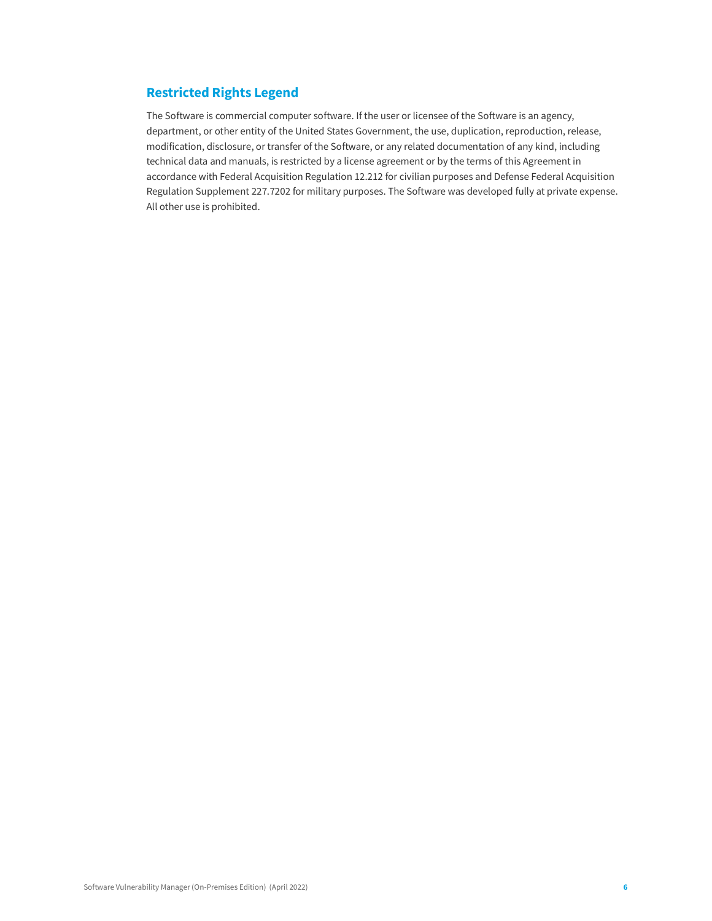## Restricted Rights Legend

The Software is commercial computer software. If the user or licensee of the Software is an agency, department, or other entity of the United States Government, the use, duplication, reproduction, release, modification, disclosure, or transfer of the Software, or any related documentation of any kind, including technical data and manuals, is restricted by a license agreement or by the terms of this Agreement in accordance with Federal Acquisition Regulation 12.212 for civilian purposes and Defense Federal Acquisition Regulation Supplement 227.7202 for military purposes. The Software was developed fully at private expense. All other use is prohibited.